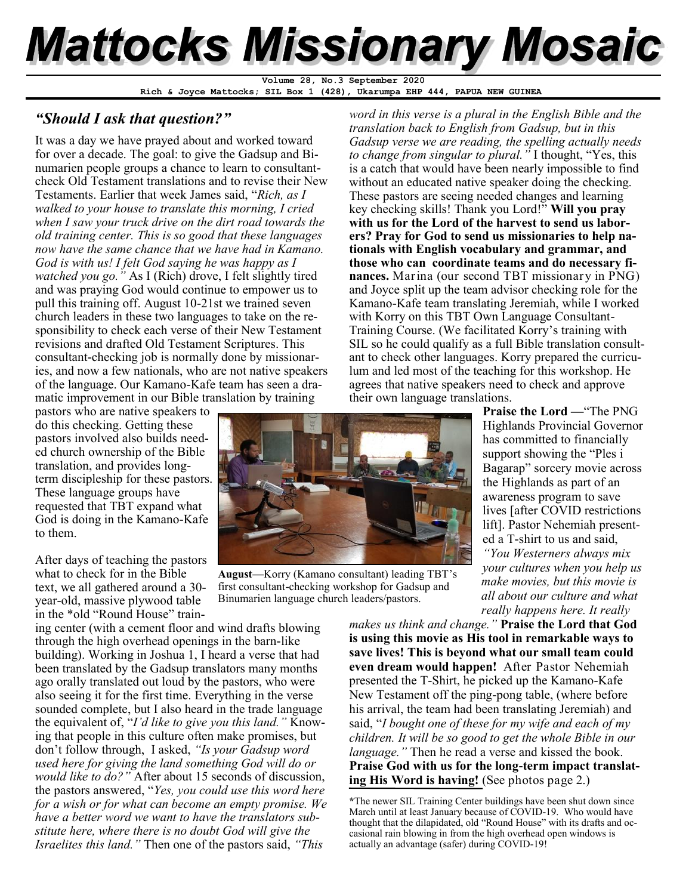# Mattocks Missionary Mosaic

**Volume 28, No.3 September 2020**
**Rich & Joyce Mattocks; SIL Box 1 (428), Ukarumpa EHP 444, PAPUA NEW GUINEA**

## *"Should I ask that question?"*

It was a day we have prayed about and worked toward for over a decade. The goal: to give the Gadsup and Binumarien people groups a chance to learn to consultant-check Old Testament translations and to revise their New Testaments. Earlier that week James said, "*Rich, as I walked to your house to translate this morning, I cried when I saw your truck drive on the dirt road towards the old training center. This is so good that these languages now have the same chance that we have had in Kamano. God is with us! I felt God saying he was happy as I watched you go."* As I (Rich) drove, I felt slightly tired and was praying God would continue to empower us to pull this training off. August 10-21st we trained seven church leaders in these two languages to take on the responsibility to check each verse of their New Testament revisions and drafted Old Testament Scriptures. This consultant-checking job is normally done by missionaries, and now a few nationals, who are not native speakers of the language. Our Kamano-Kafe team has seen a dramatic improvement in our Bible translation by training pastors who are native speakers to do this checking. Getting these pastors involved also builds needed church ownership of the Bible translation, and provides long-term discipleship for these pastors. These language groups have requested that TBT expand what God is doing in the Kamano-Kafe to them.

After days of teaching the pastors what to check for in the Bible text, we all gathered around a 30-year-old, massive plywood table in the *old "Round House" training center (with a cement floor and wind drafts blowing through the high overhead openings in the barn-like building). Working in Joshua 1, I heard a verse that had been translated by the Gadsup translators many months ago orally translated out loud by the pastors, who were also seeing it for the first time. Everything in the verse sounded complete, but I also heard in the trade language the equivalent of, "*I'd like to give you this land."* Knowing that people in this culture often make promises, but don't follow through, I asked, *"Is your Gadsup word used here for giving the land something God will do or would like to do?"* After about 15 seconds of discussion, the pastors answered, "*Yes, you could use this word here for a wish or for what can become an empty promise. We have a better word we want to have the translators substitute here, where there is no doubt God will give the Israelites this land."* Then one of the pastors said, *"This word in this verse is a plural in the English Bible and the translation back to English from Gadsup, but in this Gadsup verse we are reading, the spelling actually needs to change from singular to plural."* I thought, "Yes, this is a catch that would have been nearly impossible to find without an educated native speaker doing the checking. These pastors are seeing needed changes and learning key checking skills! Thank you Lord!" **Will you pray with us for the Lord of the harvest to send us laborers? Pray for God to send us missionaries to help nationals with English vocabulary and grammar, and those who can coordinate teams and do necessary finances.** Marina (our second TBT missionary in PNG) and Joyce split up the team advisor checking role for the Kamano-Kafe team translating Jeremiah, while I worked with Korry on this TBT Own Language Consultant-Training Course. (We facilitated Korry's training with SIL so he could qualify as a full Bible translation consultant to check other languages. Korry prepared the curriculum and led most of the teaching for this workshop. He agrees that native speakers need to check and approve their own language translations.

**August—**Korry (Kamano consultant) leading TBT's first consultant-checking workshop for Gadsup and Binumarien language church leaders/pastors.

**Praise the Lord —**"The PNG Highlands Provincial Governor has committed to financially support showing the "Ples i Bagarap" sorcery movie across the Highlands as part of an awareness program to save lives [after COVID restrictions lift]. Pastor Nehemiah presented a T-shirt to us and said, *"You Westerners always mix your cultures when you help us make movies, but this movie is all about our culture and what really happens here. It really makes us think and change."* **Praise the Lord that God is using this movie as His tool in remarkable ways to save lives! This is beyond what our small team could even dream would happen!** After Pastor Nehemiah presented the T-Shirt, he picked up the Kamano-Kafe New Testament off the ping-pong table, (where before his arrival, the team had been translating Jeremiah) and said, "*I bought one of these for my wife and each of my children. It will be so good to get the whole Bible in our language."* Then he read a verse and kissed the book. **Praise God with us for the long-term impact translating His Word is having!** (See photos page 2.)

*The newer SIL Training Center buildings have been shut down since March until at least January because of COVID-19. Who would have thought that the dilapidated, old "Round House" with its drafts and occasional rain blowing in from the high overhead open windows is actually an advantage (safer) during COVID-19!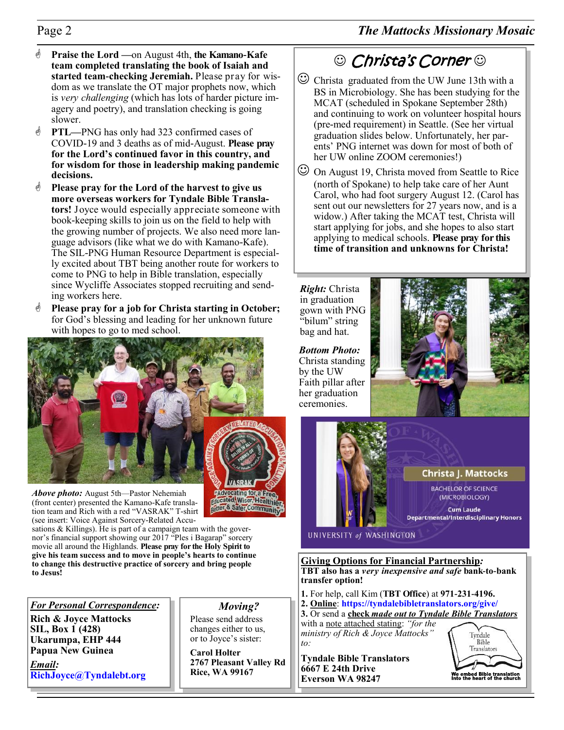- **Praise the Lord —**on August 4th, **the Kamano-Kafe team completed translating the book of Isaiah and started team-checking Jeremiah.** Please pray for wisdom as we translate the OT major prophets now, which is *very challenging* (which has lots of harder picture imagery and poetry), and translation checking is going slower.
- **PTL—**PNG has only had 323 confirmed cases of COVID-19 and 3 deaths as of mid-August. **Please pray for the Lord's continued favor in this country, and for wisdom for those in leadership making pandemic decisions.**
- **Please pray for the Lord of the harvest to give us more overseas workers for Tyndale Bible Translators!** Joyce would especially appreciate someone with book-keeping skills to join us on the field to help with the growing number of projects. We also need more language advisors (like what we do with Kamano-Kafe). The SIL-PNG Human Resource Department is especially excited about TBT being another route for workers to come to PNG to help in Bible translation, especially since Wycliffe Associates stopped recruiting and sending workers here.
- **Please pray for a job for Christa starting in October;** for God's blessing and leading for her unknown future with hopes to go to med school.

***Above photo:*** August 5th—Pastor Nehemiah (front center) presented the Kamano-Kafe translation team and Rich with a red "VASRAK" T-shirt (see insert: Voice Against Sorcery-Related Accusations & Killings). He is part of a campaign team with the governor's financial support showing our 2017 "Ples i Bagarap" sorcery movie all around the Highlands. **Please pray for the Holy Spirit to give his team success and to move in people's hearts to continue to change this destructive practice of sorcery and bring people to Jesus!**

## ☺ Christa's Corner ☺

☺ Christa graduated from the UW June 13th with a BS in Microbiology. She has been studying for the MCAT (scheduled in Spokane September 28th) and continuing to work on volunteer hospital hours (pre-med requirement) in Seattle. (See her virtual graduation slides below. Unfortunately, her parents' PNG internet was down for most of both of her UW online ZOOM ceremonies!)

☺ On August 19, Christa moved from Seattle to Rice (north of Spokane) to help take care of her Aunt Carol, who had foot surgery August 12. (Carol has sent out our newsletters for 27 years now, and is a widow.) After taking the MCAT test, Christa will start applying for jobs, and she hopes to also start applying to medical schools. **Please pray for this time of transition and unknowns for Christa!**

***Right:*** Christa in graduation gown with PNG "bilum" string bag and hat.

***Bottom Photo:*** Christa standing by the UW Faith pillar after her graduation ceremonies.

***For Personal Correspondence:***

**Rich & Joyce Mattocks**
**SIL, Box 1 (428)**
**Ukarumpa, EHP 444**
**Papua New Guinea**

***Email:***
**RichJoyce@Tyndalebt.org**

***Moving?***

Please send address changes either to us, or to Joyce's sister:

**Carol Holter**
**2767 Pleasant Valley Rd**
**Rice, WA 99167**

**Giving Options for Financial Partnership*:***

**TBT also has a *very inexpensive and safe* bank-to-bank transfer option!**

1. For help, call Kim (**TBT Office**) at **971-231-4196.**
2. Online: **https://tyndalebibletranslators.org/give/**
3. Or send a **check *made out to Tyndale Bible Translators*** with a note attached stating: *"for the ministry of Rich & Joyce Mattocks" to:*

**Tyndale Bible Translators**
**6667 E 24th Drive**
**Everson WA 98247**